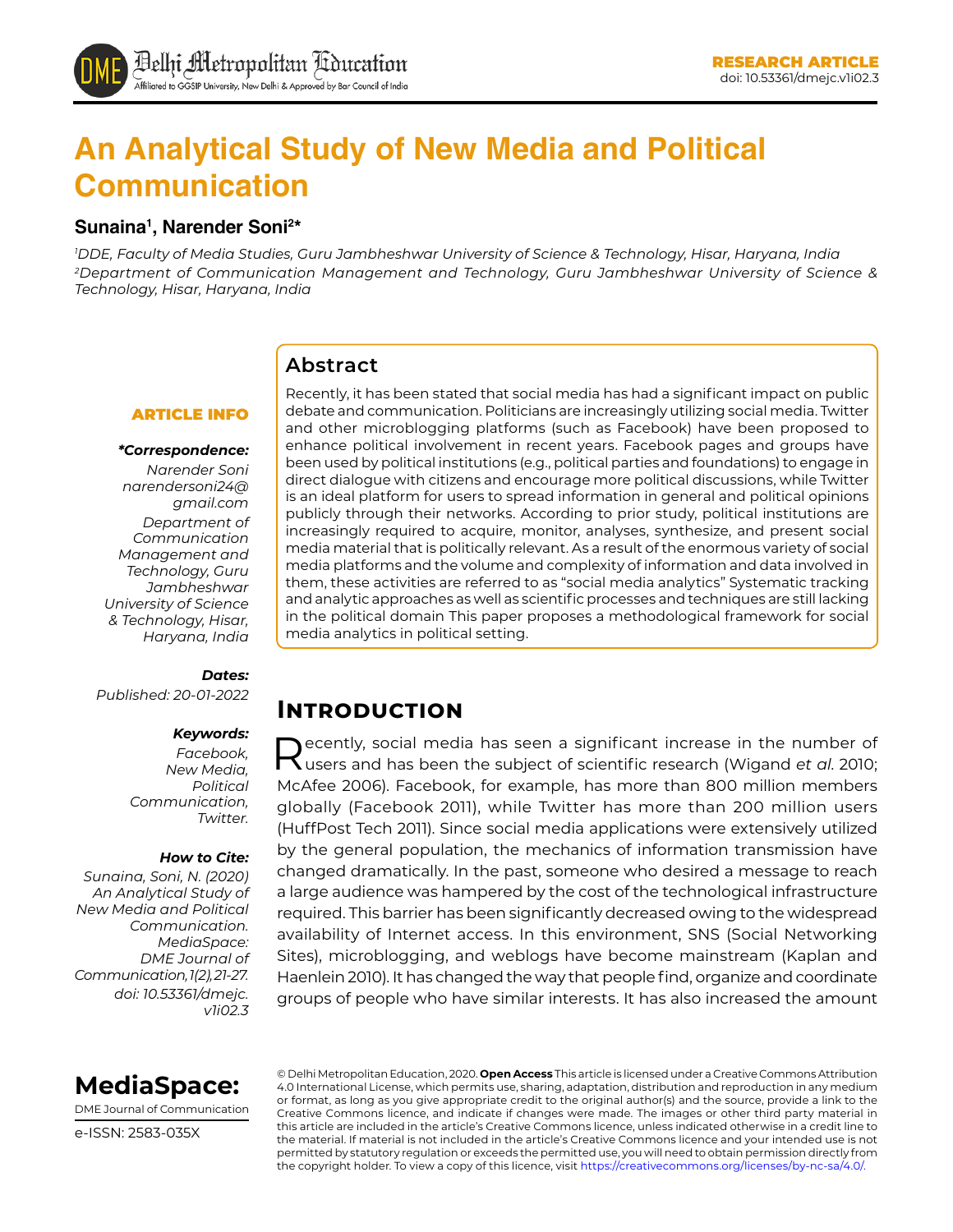RESEARCH ARTICLE
doi: 10.53361/dmejc.v1i02.3

# An Analytical Study of New Media and Political Communication

**Sunaina[1], Narender Soni[2*]**

*[1]DDE, Faculty of Media Studies, Guru Jambheshwar University of Science & Technology, Hisar, Haryana, India*
*[2]Department of Communication Management and Technology, Guru Jambheshwar University of Science & Technology, Hisar, Haryana, India*

## ARTICLE INFO

***Correspondence:***
*Narender Soni*
*narendersoni24@gmail.com*
*Department of Communication Management and Technology, Guru Jambheshwar University of Science & Technology, Hisar, Haryana, India*

***Dates:***
*Published: 20-01-2022*

***Keywords:***
*Facebook, New Media, Political Communication, Twitter.*

***How to Cite:***
*Sunaina, Soni, N. (2020) An Analytical Study of New Media and Political Communication. MediaSpace: DME Journal of Communication,1(2),21-27. doi: 10.53361/dmejc.v1i02.3*

## Abstract

Recently, it has been stated that social media has had a significant impact on public debate and communication. Politicians are increasingly utilizing social media. Twitter and other microblogging platforms (such as Facebook) have been proposed to enhance political involvement in recent years. Facebook pages and groups have been used by political institutions (e.g., political parties and foundations) to engage in direct dialogue with citizens and encourage more political discussions, while Twitter is an ideal platform for users to spread information in general and political opinions publicly through their networks. According to prior study, political institutions are increasingly required to acquire, monitor, analyses, synthesize, and present social media material that is politically relevant. As a result of the enormous variety of social media platforms and the volume and complexity of information and data involved in them, these activities are referred to as "social media analytics" Systematic tracking and analytic approaches as well as scientific processes and techniques are still lacking in the political domain This paper proposes a methodological framework for social media analytics in political setting.

## Introduction

Recently, social media has seen a significant increase in the number of users and has been the subject of scientific research (Wigand *et al.* 2010; McAfee 2006). Facebook, for example, has more than 800 million members globally (Facebook 2011), while Twitter has more than 200 million users (HuffPost Tech 2011). Since social media applications were extensively utilized by the general population, the mechanics of information transmission have changed dramatically. In the past, someone who desired a message to reach a large audience was hampered by the cost of the technological infrastructure required. This barrier has been significantly decreased owing to the widespread availability of Internet access. In this environment, SNS (Social Networking Sites), microblogging, and weblogs have become mainstream (Kaplan and Haenlein 2010). It has changed the way that people find, organize and coordinate groups of people who have similar interests. It has also increased the amount

**MediaSpace:**
DME Journal of Communication
e-ISSN: 2583-035X

© Delhi Metropolitan Education, 2020. **Open Access** This article is licensed under a Creative Commons Attribution 4.0 International License, which permits use, sharing, adaptation, distribution and reproduction in any medium or format, as long as you give appropriate credit to the original author(s) and the source, provide a link to the Creative Commons licence, and indicate if changes were made. The images or other third party material in this article are included in the article's Creative Commons licence, unless indicated otherwise in a credit line to the material. If material is not included in the article's Creative Commons licence and your intended use is not permitted by statutory regulation or exceeds the permitted use, you will need to obtain permission directly from the copyright holder. To view a copy of this licence, visit https://creativecommons.org/licenses/by-nc-sa/4.0/.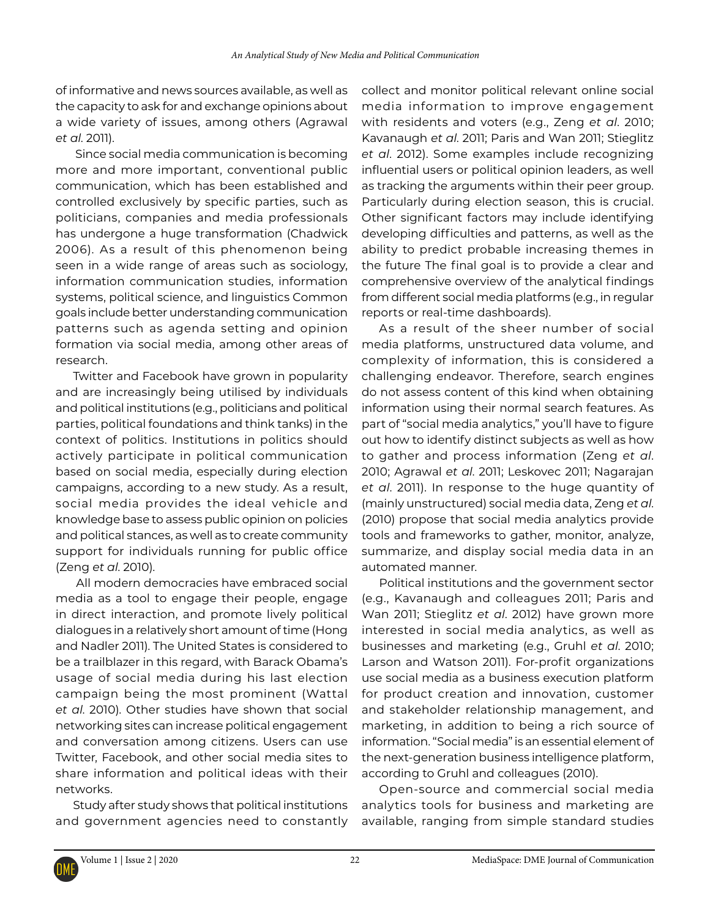of informative and news sources available, as well as the capacity to ask for and exchange opinions about a wide variety of issues, among others (Agrawal *et al.* 2011).

Since social media communication is becoming more and more important, conventional public communication, which has been established and controlled exclusively by specific parties, such as politicians, companies and media professionals has undergone a huge transformation (Chadwick 2006). As a result of this phenomenon being seen in a wide range of areas such as sociology, information communication studies, information systems, political science, and linguistics Common goals include better understanding communication patterns such as agenda setting and opinion formation via social media, among other areas of research.

Twitter and Facebook have grown in popularity and are increasingly being utilised by individuals and political institutions (e.g., politicians and political parties, political foundations and think tanks) in the context of politics. Institutions in politics should actively participate in political communication based on social media, especially during election campaigns, according to a new study. As a result, social media provides the ideal vehicle and knowledge base to assess public opinion on policies and political stances, as well as to create community support for individuals running for public office (Zeng *et al*. 2010).

All modern democracies have embraced social media as a tool to engage their people, engage in direct interaction, and promote lively political dialogues in a relatively short amount of time (Hong and Nadler 2011). The United States is considered to be a trailblazer in this regard, with Barack Obama's usage of social media during his last election campaign being the most prominent (Wattal *et al*. 2010). Other studies have shown that social networking sites can increase political engagement and conversation among citizens. Users can use Twitter, Facebook, and other social media sites to share information and political ideas with their networks.

Study after study shows that political institutions and government agencies need to constantly collect and monitor political relevant online social media information to improve engagement with residents and voters (e.g., Zeng *et al*. 2010; Kavanaugh *et al*. 2011; Paris and Wan 2011; Stieglitz *et al*. 2012). Some examples include recognizing influential users or political opinion leaders, as well as tracking the arguments within their peer group. Particularly during election season, this is crucial. Other significant factors may include identifying developing difficulties and patterns, as well as the ability to predict probable increasing themes in the future The final goal is to provide a clear and comprehensive overview of the analytical findings from different social media platforms (e.g., in regular reports or real-time dashboards).

As a result of the sheer number of social media platforms, unstructured data volume, and complexity of information, this is considered a challenging endeavor. Therefore, search engines do not assess content of this kind when obtaining information using their normal search features. As part of "social media analytics," you'll have to figure out how to identify distinct subjects as well as how to gather and process information (Zeng *et al*. 2010; Agrawal *et al*. 2011; Leskovec 2011; Nagarajan *et al*. 2011). In response to the huge quantity of (mainly unstructured) social media data, Zeng *et al.* (2010) propose that social media analytics provide tools and frameworks to gather, monitor, analyze, summarize, and display social media data in an automated manner.

Political institutions and the government sector (e.g., Kavanaugh and colleagues 2011; Paris and Wan 2011; Stieglitz *et al*. 2012) have grown more interested in social media analytics, as well as businesses and marketing (e.g., Gruhl *et al*. 2010; Larson and Watson 2011). For-profit organizations use social media as a business execution platform for product creation and innovation, customer and stakeholder relationship management, and marketing, in addition to being a rich source of information. "Social media" is an essential element of the next-generation business intelligence platform, according to Gruhl and colleagues (2010).

Open-source and commercial social media analytics tools for business and marketing are available, ranging from simple standard studies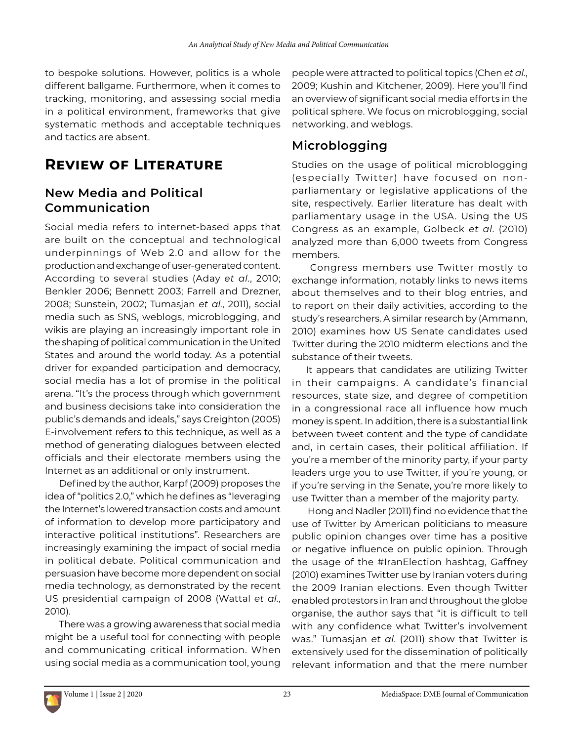to bespoke solutions. However, politics is a whole different ballgame. Furthermore, when it comes to tracking, monitoring, and assessing social media in a political environment, frameworks that give systematic methods and acceptable techniques and tactics are absent.

# Review of Literature

## New Media and Political Communication

Social media refers to internet-based apps that are built on the conceptual and technological underpinnings of Web 2.0 and allow for the production and exchange of user-generated content. According to several studies (Aday *et al*., 2010; Benkler 2006; Bennett 2003; Farrell and Drezner, 2008; Sunstein, 2002; Tumasjan *et al*., 2011), social media such as SNS, weblogs, microblogging, and wikis are playing an increasingly important role in the shaping of political communication in the United States and around the world today. As a potential driver for expanded participation and democracy, social media has a lot of promise in the political arena. "It's the process through which government and business decisions take into consideration the public's demands and ideals," says Creighton (2005) E-involvement refers to this technique, as well as a method of generating dialogues between elected officials and their electorate members using the Internet as an additional or only instrument.

Defined by the author, Karpf (2009) proposes the idea of "politics 2.0," which he defines as "leveraging the Internet's lowered transaction costs and amount of information to develop more participatory and interactive political institutions". Researchers are increasingly examining the impact of social media in political debate. Political communication and persuasion have become more dependent on social media technology, as demonstrated by the recent US presidential campaign of 2008 (Wattal *et al*., 2010).

There was a growing awareness that social media might be a useful tool for connecting with people and communicating critical information. When using social media as a communication tool, young people were attracted to political topics (Chen *et al*., 2009; Kushin and Kitchener, 2009). Here you'll find an overview of significant social media efforts in the political sphere. We focus on microblogging, social networking, and weblogs.

## Microblogging

Studies on the usage of political microblogging (especially Twitter) have focused on non-parliamentary or legislative applications of the site, respectively. Earlier literature has dealt with parliamentary usage in the USA. Using the US Congress as an example, Golbeck *et al*. (2010) analyzed more than 6,000 tweets from Congress members.

Congress members use Twitter mostly to exchange information, notably links to news items about themselves and to their blog entries, and to report on their daily activities, according to the study's researchers. A similar research by (Ammann, 2010) examines how US Senate candidates used Twitter during the 2010 midterm elections and the substance of their tweets.

It appears that candidates are utilizing Twitter in their campaigns. A candidate's financial resources, state size, and degree of competition in a congressional race all influence how much money is spent. In addition, there is a substantial link between tweet content and the type of candidate and, in certain cases, their political affiliation. If you're a member of the minority party, if your party leaders urge you to use Twitter, if you're young, or if you're serving in the Senate, you're more likely to use Twitter than a member of the majority party.

Hong and Nadler (2011) find no evidence that the use of Twitter by American politicians to measure public opinion changes over time has a positive or negative influence on public opinion. Through the usage of the #IranElection hashtag, Gaffney (2010) examines Twitter use by Iranian voters during the 2009 Iranian elections. Even though Twitter enabled protestors in Iran and throughout the globe organise, the author says that "it is difficult to tell with any confidence what Twitter's involvement was." Tumasjan *et al*. (2011) show that Twitter is extensively used for the dissemination of politically relevant information and that the mere number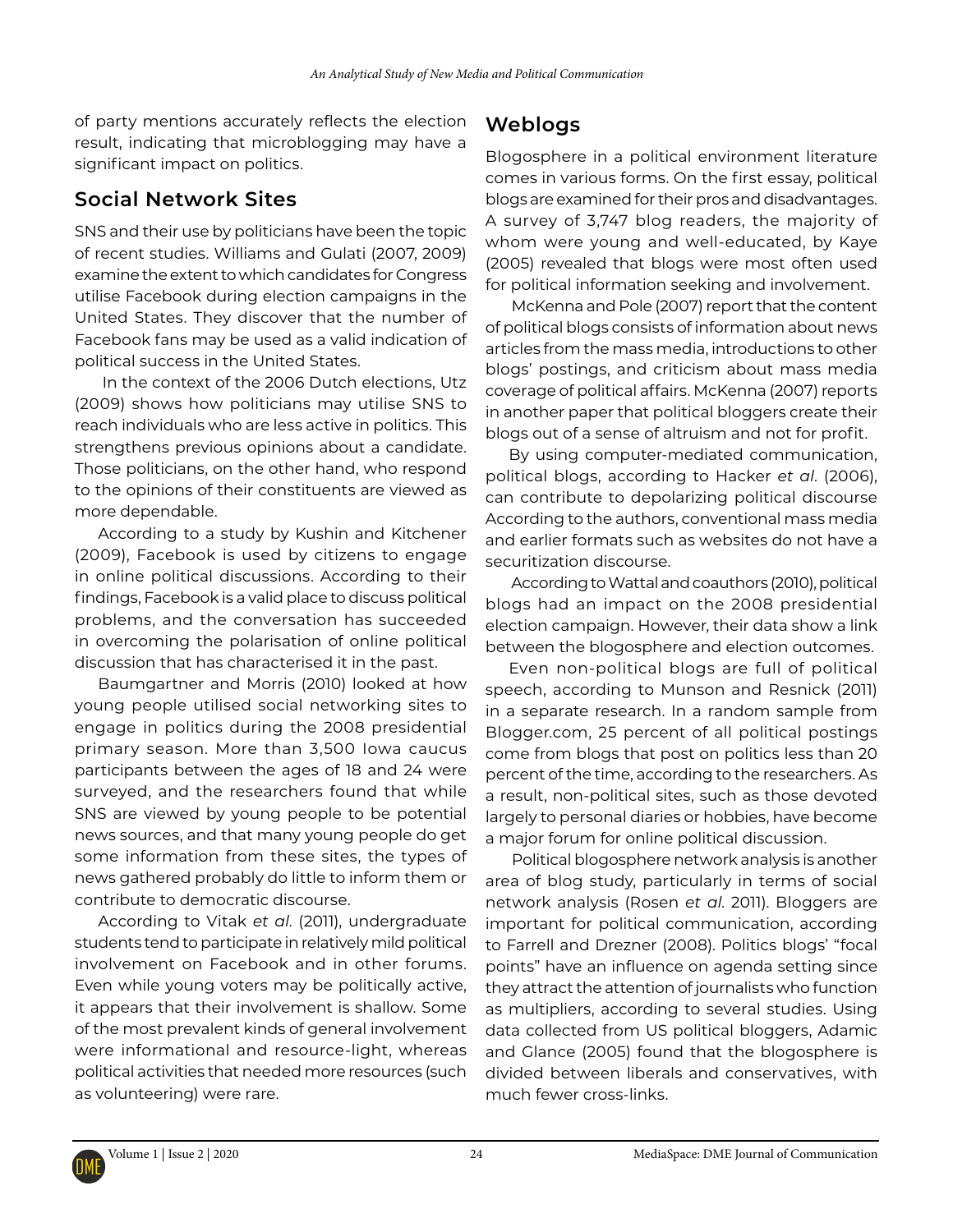of party mentions accurately reflects the election result, indicating that microblogging may have a significant impact on politics.

## Social Network Sites

SNS and their use by politicians have been the topic of recent studies. Williams and Gulati (2007, 2009) examine the extent to which candidates for Congress utilise Facebook during election campaigns in the United States. They discover that the number of Facebook fans may be used as a valid indication of political success in the United States.

In the context of the 2006 Dutch elections, Utz (2009) shows how politicians may utilise SNS to reach individuals who are less active in politics. This strengthens previous opinions about a candidate. Those politicians, on the other hand, who respond to the opinions of their constituents are viewed as more dependable.

According to a study by Kushin and Kitchener (2009), Facebook is used by citizens to engage in online political discussions. According to their findings, Facebook is a valid place to discuss political problems, and the conversation has succeeded in overcoming the polarisation of online political discussion that has characterised it in the past.

Baumgartner and Morris (2010) looked at how young people utilised social networking sites to engage in politics during the 2008 presidential primary season. More than 3,500 Iowa caucus participants between the ages of 18 and 24 were surveyed, and the researchers found that while SNS are viewed by young people to be potential news sources, and that many young people do get some information from these sites, the types of news gathered probably do little to inform them or contribute to democratic discourse.

According to Vitak *et al*. (2011), undergraduate students tend to participate in relatively mild political involvement on Facebook and in other forums. Even while young voters may be politically active, it appears that their involvement is shallow. Some of the most prevalent kinds of general involvement were informational and resource-light, whereas political activities that needed more resources (such as volunteering) were rare.

## Weblogs

Blogosphere in a political environment literature comes in various forms. On the first essay, political blogs are examined for their pros and disadvantages. A survey of 3,747 blog readers, the majority of whom were young and well-educated, by Kaye (2005) revealed that blogs were most often used for political information seeking and involvement.

McKenna and Pole (2007) report that the content of political blogs consists of information about news articles from the mass media, introductions to other blogs' postings, and criticism about mass media coverage of political affairs. McKenna (2007) reports in another paper that political bloggers create their blogs out of a sense of altruism and not for profit.

By using computer-mediated communication, political blogs, according to Hacker *et al*. (2006), can contribute to depolarizing political discourse According to the authors, conventional mass media and earlier formats such as websites do not have a securitization discourse.

According to Wattal and coauthors (2010), political blogs had an impact on the 2008 presidential election campaign. However, their data show a link between the blogosphere and election outcomes.

Even non-political blogs are full of political speech, according to Munson and Resnick (2011) in a separate research. In a random sample from Blogger.com, 25 percent of all political postings come from blogs that post on politics less than 20 percent of the time, according to the researchers. As a result, non-political sites, such as those devoted largely to personal diaries or hobbies, have become a major forum for online political discussion.

Political blogosphere network analysis is another area of blog study, particularly in terms of social network analysis (Rosen *et al*. 2011). Bloggers are important for political communication, according to Farrell and Drezner (2008). Politics blogs' "focal points" have an influence on agenda setting since they attract the attention of journalists who function as multipliers, according to several studies. Using data collected from US political bloggers, Adamic and Glance (2005) found that the blogosphere is divided between liberals and conservatives, with much fewer cross-links.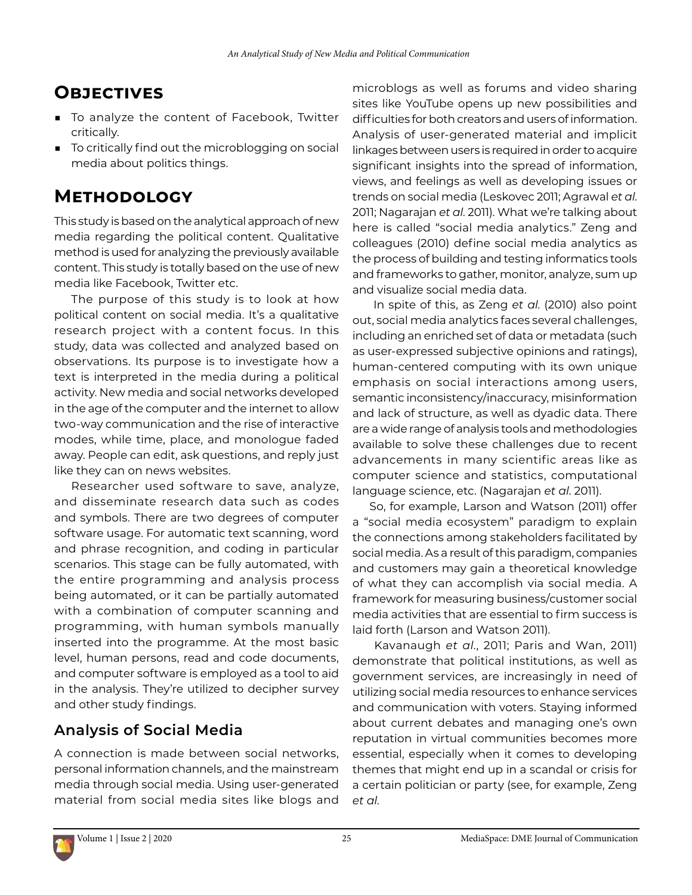## Objectives

- To analyze the content of Facebook, Twitter critically.
- To critically find out the microblogging on social media about politics things.

## Methodology

This study is based on the analytical approach of new media regarding the political content. Qualitative method is used for analyzing the previously available content. This study is totally based on the use of new media like Facebook, Twitter etc.

The purpose of this study is to look at how political content on social media. It's a qualitative research project with a content focus. In this study, data was collected and analyzed based on observations. Its purpose is to investigate how a text is interpreted in the media during a political activity. New media and social networks developed in the age of the computer and the internet to allow two-way communication and the rise of interactive modes, while time, place, and monologue faded away. People can edit, ask questions, and reply just like they can on news websites.

Researcher used software to save, analyze, and disseminate research data such as codes and symbols. There are two degrees of computer software usage. For automatic text scanning, word and phrase recognition, and coding in particular scenarios. This stage can be fully automated, with the entire programming and analysis process being automated, or it can be partially automated with a combination of computer scanning and programming, with human symbols manually inserted into the programme. At the most basic level, human persons, read and code documents, and computer software is employed as a tool to aid in the analysis. They're utilized to decipher survey and other study findings.

### Analysis of Social Media

A connection is made between social networks, personal information channels, and the mainstream media through social media. Using user-generated material from social media sites like blogs and microblogs as well as forums and video sharing sites like YouTube opens up new possibilities and difficulties for both creators and users of information. Analysis of user-generated material and implicit linkages between users is required in order to acquire significant insights into the spread of information, views, and feelings as well as developing issues or trends on social media (Leskovec 2011; Agrawal *et al.* 2011; Nagarajan *et al*. 2011). What we're talking about here is called "social media analytics." Zeng and colleagues (2010) define social media analytics as the process of building and testing informatics tools and frameworks to gather, monitor, analyze, sum up and visualize social media data.

In spite of this, as Zeng *et al.* (2010) also point out, social media analytics faces several challenges, including an enriched set of data or metadata (such as user-expressed subjective opinions and ratings), human-centered computing with its own unique emphasis on social interactions among users, semantic inconsistency/inaccuracy, misinformation and lack of structure, as well as dyadic data. There are a wide range of analysis tools and methodologies available to solve these challenges due to recent advancements in many scientific areas like as computer science and statistics, computational language science, etc. (Nagarajan *et al*. 2011).

So, for example, Larson and Watson (2011) offer a "social media ecosystem" paradigm to explain the connections among stakeholders facilitated by social media. As a result of this paradigm, companies and customers may gain a theoretical knowledge of what they can accomplish via social media. A framework for measuring business/customer social media activities that are essential to firm success is laid forth (Larson and Watson 2011).

Kavanaugh *et al*., 2011; Paris and Wan, 2011) demonstrate that political institutions, as well as government services, are increasingly in need of utilizing social media resources to enhance services and communication with voters. Staying informed about current debates and managing one's own reputation in virtual communities becomes more essential, especially when it comes to developing themes that might end up in a scandal or crisis for a certain politician or party (see, for example, Zeng *et al.*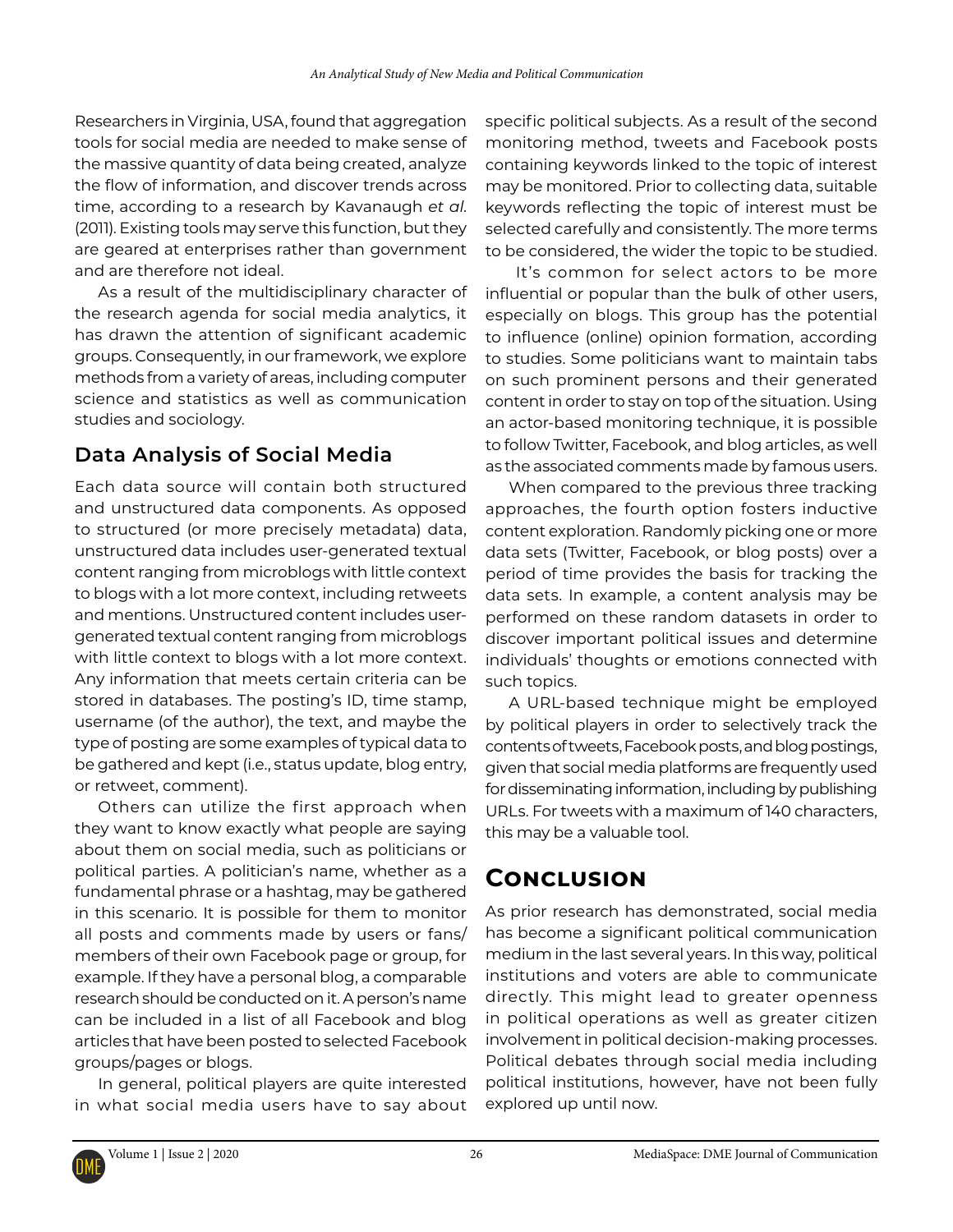Researchers in Virginia, USA, found that aggregation tools for social media are needed to make sense of the massive quantity of data being created, analyze the flow of information, and discover trends across time, according to a research by Kavanaugh *et al.* (2011). Existing tools may serve this function, but they are geared at enterprises rather than government and are therefore not ideal.

As a result of the multidisciplinary character of the research agenda for social media analytics, it has drawn the attention of significant academic groups. Consequently, in our framework, we explore methods from a variety of areas, including computer science and statistics as well as communication studies and sociology.

## Data Analysis of Social Media

Each data source will contain both structured and unstructured data components. As opposed to structured (or more precisely metadata) data, unstructured data includes user-generated textual content ranging from microblogs with little context to blogs with a lot more context, including retweets and mentions. Unstructured content includes user-generated textual content ranging from microblogs with little context to blogs with a lot more context. Any information that meets certain criteria can be stored in databases. The posting's ID, time stamp, username (of the author), the text, and maybe the type of posting are some examples of typical data to be gathered and kept (i.e., status update, blog entry, or retweet, comment).

Others can utilize the first approach when they want to know exactly what people are saying about them on social media, such as politicians or political parties. A politician's name, whether as a fundamental phrase or a hashtag, may be gathered in this scenario. It is possible for them to monitor all posts and comments made by users or fans/members of their own Facebook page or group, for example. If they have a personal blog, a comparable research should be conducted on it. A person's name can be included in a list of all Facebook and blog articles that have been posted to selected Facebook groups/pages or blogs.

In general, political players are quite interested in what social media users have to say about specific political subjects. As a result of the second monitoring method, tweets and Facebook posts containing keywords linked to the topic of interest may be monitored. Prior to collecting data, suitable keywords reflecting the topic of interest must be selected carefully and consistently. The more terms to be considered, the wider the topic to be studied.

It's common for select actors to be more influential or popular than the bulk of other users, especially on blogs. This group has the potential to influence (online) opinion formation, according to studies. Some politicians want to maintain tabs on such prominent persons and their generated content in order to stay on top of the situation. Using an actor-based monitoring technique, it is possible to follow Twitter, Facebook, and blog articles, as well as the associated comments made by famous users.

When compared to the previous three tracking approaches, the fourth option fosters inductive content exploration. Randomly picking one or more data sets (Twitter, Facebook, or blog posts) over a period of time provides the basis for tracking the data sets. In example, a content analysis may be performed on these random datasets in order to discover important political issues and determine individuals' thoughts or emotions connected with such topics.

A URL-based technique might be employed by political players in order to selectively track the contents of tweets, Facebook posts, and blog postings, given that social media platforms are frequently used for disseminating information, including by publishing URLs. For tweets with a maximum of 140 characters, this may be a valuable tool.

## Conclusion

As prior research has demonstrated, social media has become a significant political communication medium in the last several years. In this way, political institutions and voters are able to communicate directly. This might lead to greater openness in political operations as well as greater citizen involvement in political decision-making processes. Political debates through social media including political institutions, however, have not been fully explored up until now.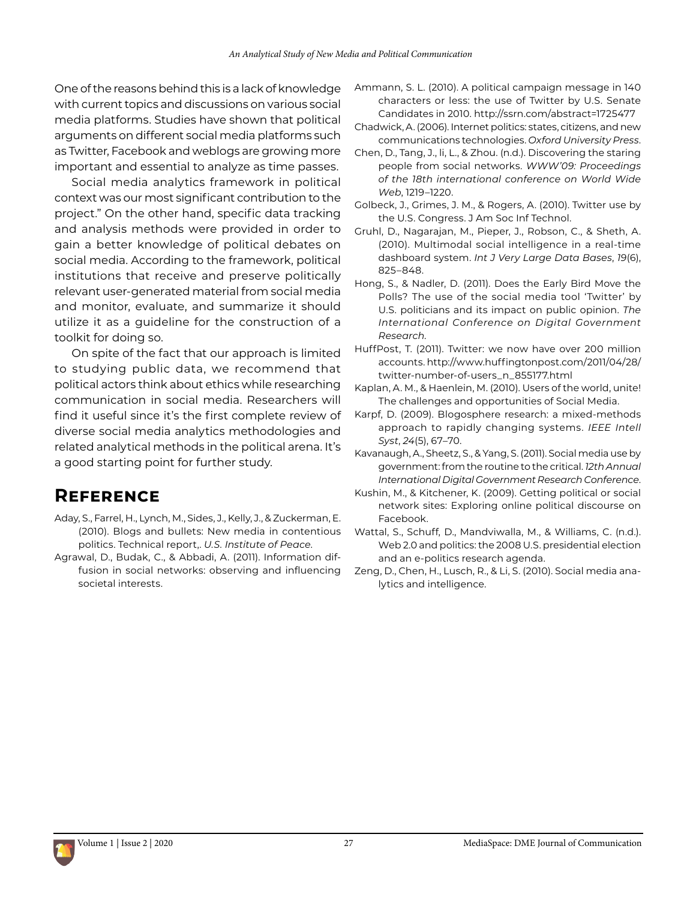One of the reasons behind this is a lack of knowledge with current topics and discussions on various social media platforms. Studies have shown that political arguments on different social media platforms such as Twitter, Facebook and weblogs are growing more important and essential to analyze as time passes.

Social media analytics framework in political context was our most significant contribution to the project." On the other hand, specific data tracking and analysis methods were provided in order to gain a better knowledge of political debates on social media. According to the framework, political institutions that receive and preserve politically relevant user-generated material from social media and monitor, evaluate, and summarize it should utilize it as a guideline for the construction of a toolkit for doing so.

On spite of the fact that our approach is limited to studying public data, we recommend that political actors think about ethics while researching communication in social media. Researchers will find it useful since it's the first complete review of diverse social media analytics methodologies and related analytical methods in the political arena. It's a good starting point for further study.

## Reference

Aday, S., Farrel, H., Lynch, M., Sides, J., Kelly, J., & Zuckerman, E. (2010). Blogs and bullets: New media in contentious politics. Technical report,. *U.S. Institute of Peace.*

Agrawal, D., Budak, C., & Abbadi, A. (2011). Information diffusion in social networks: observing and influencing societal interests.

Ammann, S. L. (2010). A political campaign message in 140 characters or less: the use of Twitter by U.S. Senate Candidates in 2010. http://ssrn.com/abstract=1725477

Chadwick, A. (2006). Internet politics: states, citizens, and new communications technologies. *Oxford University Press*.

Chen, D., Tang, J., li, L., & Zhou. (n.d.). Discovering the staring people from social networks. *WWW'09: Proceedings of the 18th international conference on World Wide Web*, 1219–1220.

Golbeck, J., Grimes, J. M., & Rogers, A. (2010). Twitter use by the U.S. Congress. J Am Soc Inf Technol.

Gruhl, D., Nagarajan, M., Pieper, J., Robson, C., & Sheth, A. (2010). Multimodal social intelligence in a real-time dashboard system. *Int J Very Large Data Bases*, *19*(6), 825–848.

Hong, S., & Nadler, D. (2011). Does the Early Bird Move the Polls? The use of the social media tool 'Twitter' by U.S. politicians and its impact on public opinion. *The International Conference on Digital Government Research.*

HuffPost, T. (2011). Twitter: we now have over 200 million accounts. http://www.huffingtonpost.com/2011/04/28/twitter-number-of-users_n_855177.html

Kaplan, A. M., & Haenlein, M. (2010). Users of the world, unite! The challenges and opportunities of Social Media.

Karpf, D. (2009). Blogosphere research: a mixed-methods approach to rapidly changing systems. *IEEE Intell Syst*, *24*(5), 67–70.

Kavanaugh, A., Sheetz, S., & Yang, S. (2011). Social media use by government: from the routine to the critical. *12th Annual International Digital Government Research Conference*.

Kushin, M., & Kitchener, K. (2009). Getting political or social network sites: Exploring online political discourse on Facebook.

Wattal, S., Schuff, D., Mandviwalla, M., & Williams, C. (n.d.). Web 2.0 and politics: the 2008 U.S. presidential election and an e-politics research agenda.

Zeng, D., Chen, H., Lusch, R., & Li, S. (2010). Social media analytics and intelligence.